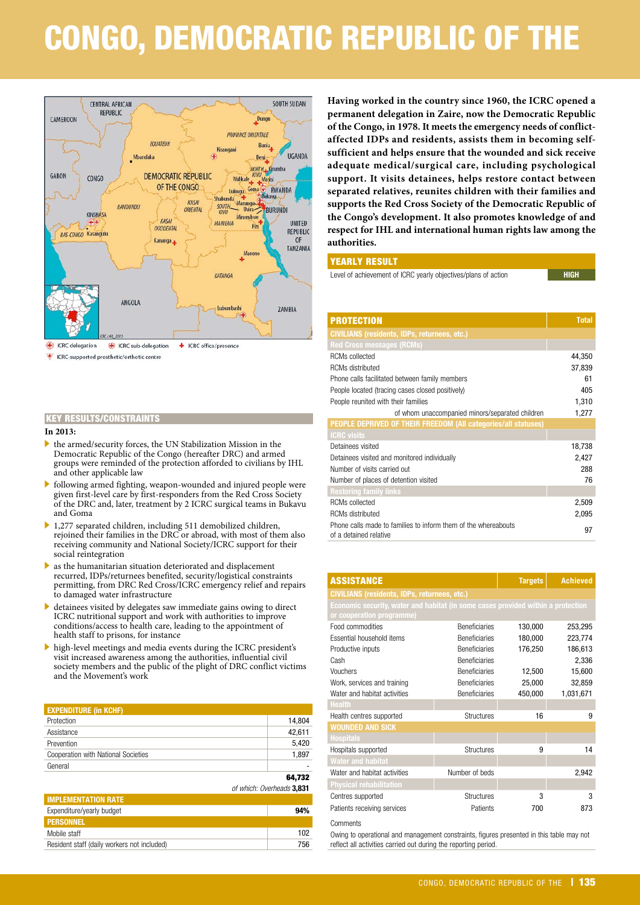# CONGO, DEMOCRATIC REPUBLIC OF THE

**Having worked in the country since 1960, the ICRC opened a permanent delegation in Zaire, now the Democratic Republic of the Congo, in 1978. It meets the emergency needs of conflict-affected IDPs and residents, assists them in becoming self-sufficient and helps ensure that the wounded and sick receive adequate medical/surgical care, including psychological support. It visits detainees, helps restore contact between separated relatives, reunites children with their families and supports the Red Cross Society of the Democratic Republic of the Congo's development. It also promotes knowledge of and respect for IHL and international human rights law among the authorities.**

## KEY RESULTS/CONSTRAINTS

**In 2013:**

- the armed/security forces, the UN Stabilization Mission in the Democratic Republic of the Congo (hereafter DRC) and armed groups were reminded of the protection afforded to civilians by IHL and other applicable law
- following armed fighting, weapon-wounded and injured people were given first-level care by first-responders from the Red Cross Society of the DRC and, later, treatment by 2 ICRC surgical teams in Bukavu and Goma
- 1,277 separated children, including 511 demobilized children, rejoined their families in the DRC or abroad, with most of them also receiving community and National Society/ICRC support for their social reintegration
- as the humanitarian situation deteriorated and displacement recurred, IDPs/returnees benefited, security/logistical constraints permitting, from DRC Red Cross/ICRC emergency relief and repairs to damaged water infrastructure
- detainees visited by delegates saw immediate gains owing to direct ICRC nutritional support and work with authorities to improve conditions/access to health care, leading to the appointment of health staff to prisons, for instance
- high-level meetings and media events during the ICRC president's visit increased awareness among the authorities, influential civil society members and the public of the plight of DRC conflict victims and the Movement's work

| EXPENDITURE (in KCHF) | |
|---|---|
| Protection | 14,804 |
| Assistance | 42,611 |
| Prevention | 5,420 |
| Cooperation with National Societies | 1,897 |
| General | - |
| | **64,732** |
| | *of which: Overheads* **3,831** |

| IMPLEMENTATION RATE | |
|---|---|
| Expenditure/yearly budget | **94%** |

| PERSONNEL | |
|---|---|
| Mobile staff | 102 |
| Resident staff (daily workers not included) | 756 |

| YEARLY RESULT | |
|---|---|
| Level of achievement of ICRC yearly objectives/plans of action | **HIGH** |

| PROTECTION | Total |
|---|---|
| **CIVILIANS (residents, IDPs, returnees, etc.)** | |
| **Red Cross messages (RCMs)** | |
| RCMs collected | 44,350 |
| RCMs distributed | 37,839 |
| Phone calls facilitated between family members | 61 |
| People located (tracing cases closed positively) | 405 |
| People reunited with their families | 1,310 |
| of whom unaccompanied minors/separated children | 1,277 |
| **PEOPLE DEPRIVED OF THEIR FREEDOM (All categories/all statuses)** | |
| **ICRC visits** | |
| Detainees visited | 18,738 |
| Detainees visited and monitored individually | 2,427 |
| Number of visits carried out | 288 |
| Number of places of detention visited | 76 |
| **Restoring family links** | |
| RCMs collected | 2,509 |
| RCMs distributed | 2,095 |
| Phone calls made to families to inform them of the whereabouts of a detained relative | 97 |

| ASSISTANCE | | Targets | Achieved |
|---|---|---|---|
| **CIVILIANS (residents, IDPs, returnees, etc.)** | | | |
| **Economic security, water and habitat (in some cases provided within a protection or cooperation programme)** | | | |
| Food commodities | Beneficiaries | 130,000 | 253,295 |
| Essential household items | Beneficiaries | 180,000 | 223,774 |
| Productive inputs | Beneficiaries | 176,250 | 186,613 |
| Cash | Beneficiaries | | 2,336 |
| Vouchers | Beneficiaries | 12,500 | 15,600 |
| Work, services and training | Beneficiaries | 25,000 | 32,859 |
| Water and habitat activities | Beneficiaries | 450,000 | 1,031,671 |
| **Health** | | | |
| Health centres supported | Structures | 16 | 9 |
| **WOUNDED AND SICK** | | | |
| **Hospitals** | | | |
| Hospitals supported | Structures | 9 | 14 |
| **Water and habitat** | | | |
| Water and habitat activities | Number of beds | | 2,942 |
| **Physical rehabilitation** | | | |
| Centres supported | Structures | 3 | 3 |
| Patients receiving services | Patients | 700 | 873 |

Comments

Owing to operational and management constraints, figures presented in this table may not reflect all activities carried out during the reporting period.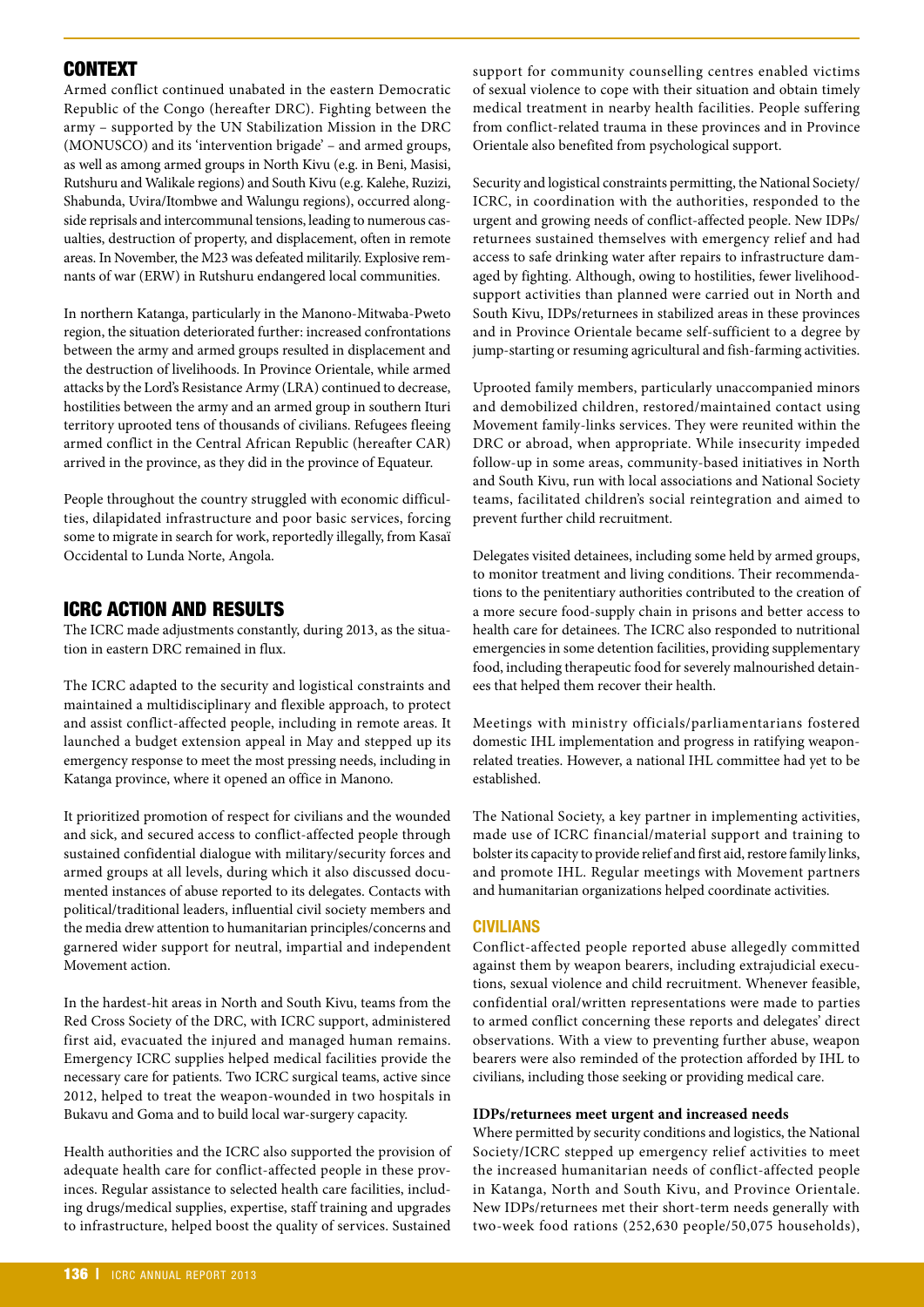## CONTEXT

Armed conflict continued unabated in the eastern Democratic Republic of the Congo (hereafter DRC). Fighting between the army – supported by the UN Stabilization Mission in the DRC (MONUSCO) and its 'intervention brigade' – and armed groups, as well as among armed groups in North Kivu (e.g. in Beni, Masisi, Rutshuru and Walikale regions) and South Kivu (e.g. Kalehe, Ruzizi, Shabunda, Uvira/Itombwe and Walungu regions), occurred alongside reprisals and intercommunal tensions, leading to numerous casualties, destruction of property, and displacement, often in remote areas. In November, the M23 was defeated militarily. Explosive remnants of war (ERW) in Rutshuru endangered local communities.

In northern Katanga, particularly in the Manono-Mitwaba-Pweto region, the situation deteriorated further: increased confrontations between the army and armed groups resulted in displacement and the destruction of livelihoods. In Province Orientale, while armed attacks by the Lord's Resistance Army (LRA) continued to decrease, hostilities between the army and an armed group in southern Ituri territory uprooted tens of thousands of civilians. Refugees fleeing armed conflict in the Central African Republic (hereafter CAR) arrived in the province, as they did in the province of Equateur.

People throughout the country struggled with economic difficulties, dilapidated infrastructure and poor basic services, forcing some to migrate in search for work, reportedly illegally, from Kasaï Occidental to Lunda Norte, Angola.

## ICRC ACTION AND RESULTS

The ICRC made adjustments constantly, during 2013, as the situation in eastern DRC remained in flux.

The ICRC adapted to the security and logistical constraints and maintained a multidisciplinary and flexible approach, to protect and assist conflict-affected people, including in remote areas. It launched a budget extension appeal in May and stepped up its emergency response to meet the most pressing needs, including in Katanga province, where it opened an office in Manono.

It prioritized promotion of respect for civilians and the wounded and sick, and secured access to conflict-affected people through sustained confidential dialogue with military/security forces and armed groups at all levels, during which it also discussed documented instances of abuse reported to its delegates. Contacts with political/traditional leaders, influential civil society members and the media drew attention to humanitarian principles/concerns and garnered wider support for neutral, impartial and independent Movement action.

In the hardest-hit areas in North and South Kivu, teams from the Red Cross Society of the DRC, with ICRC support, administered first aid, evacuated the injured and managed human remains. Emergency ICRC supplies helped medical facilities provide the necessary care for patients. Two ICRC surgical teams, active since 2012, helped to treat the weapon-wounded in two hospitals in Bukavu and Goma and to build local war-surgery capacity.

Health authorities and the ICRC also supported the provision of adequate health care for conflict-affected people in these provinces. Regular assistance to selected health care facilities, including drugs/medical supplies, expertise, staff training and upgrades to infrastructure, helped boost the quality of services. Sustained support for community counselling centres enabled victims of sexual violence to cope with their situation and obtain timely medical treatment in nearby health facilities. People suffering from conflict-related trauma in these provinces and in Province Orientale also benefited from psychological support.

Security and logistical constraints permitting, the National Society/ICRC, in coordination with the authorities, responded to the urgent and growing needs of conflict-affected people. New IDPs/returnees sustained themselves with emergency relief and had access to safe drinking water after repairs to infrastructure damaged by fighting. Although, owing to hostilities, fewer livelihood-support activities than planned were carried out in North and South Kivu, IDPs/returnees in stabilized areas in these provinces and in Province Orientale became self-sufficient to a degree by jump-starting or resuming agricultural and fish-farming activities.

Uprooted family members, particularly unaccompanied minors and demobilized children, restored/maintained contact using Movement family-links services. They were reunited within the DRC or abroad, when appropriate. While insecurity impeded follow-up in some areas, community-based initiatives in North and South Kivu, run with local associations and National Society teams, facilitated children's social reintegration and aimed to prevent further child recruitment.

Delegates visited detainees, including some held by armed groups, to monitor treatment and living conditions. Their recommendations to the penitentiary authorities contributed to the creation of a more secure food-supply chain in prisons and better access to health care for detainees. The ICRC also responded to nutritional emergencies in some detention facilities, providing supplementary food, including therapeutic food for severely malnourished detainees that helped them recover their health.

Meetings with ministry officials/parliamentarians fostered domestic IHL implementation and progress in ratifying weapon-related treaties. However, a national IHL committee had yet to be established.

The National Society, a key partner in implementing activities, made use of ICRC financial/material support and training to bolster its capacity to provide relief and first aid, restore family links, and promote IHL. Regular meetings with Movement partners and humanitarian organizations helped coordinate activities.

### CIVILIANS

Conflict-affected people reported abuse allegedly committed against them by weapon bearers, including extrajudicial executions, sexual violence and child recruitment. Whenever feasible, confidential oral/written representations were made to parties to armed conflict concerning these reports and delegates' direct observations. With a view to preventing further abuse, weapon bearers were also reminded of the protection afforded by IHL to civilians, including those seeking or providing medical care.

#### IDPs/returnees meet urgent and increased needs

Where permitted by security conditions and logistics, the National Society/ICRC stepped up emergency relief activities to meet the increased humanitarian needs of conflict-affected people in Katanga, North and South Kivu, and Province Orientale. New IDPs/returnees met their short-term needs generally with two-week food rations (252,630 people/50,075 households),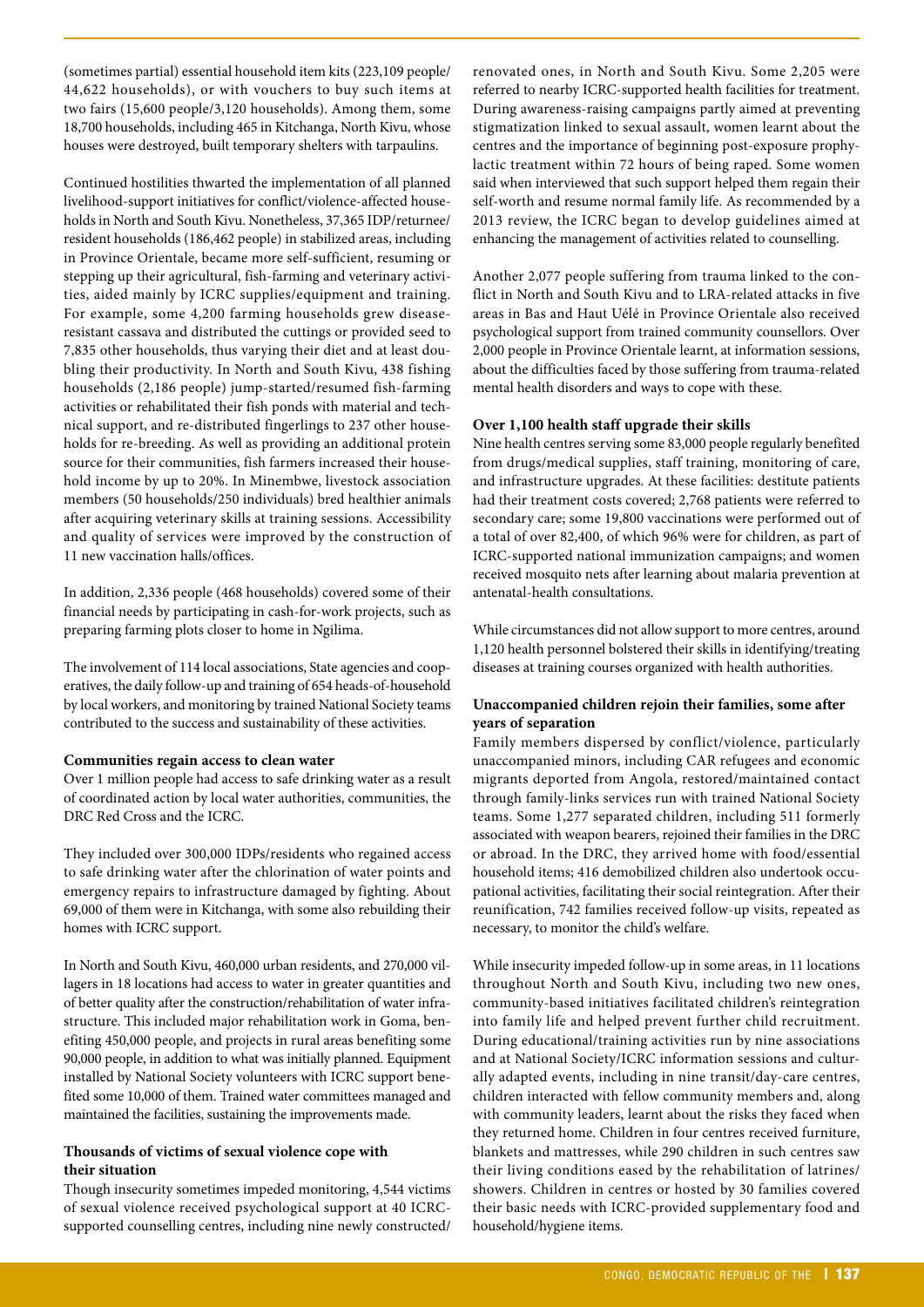(sometimes partial) essential household item kits (223,109 people/ 44,622 households), or with vouchers to buy such items at two fairs (15,600 people/3,120 households). Among them, some 18,700 households, including 465 in Kitchanga, North Kivu, whose houses were destroyed, built temporary shelters with tarpaulins.

Continued hostilities thwarted the implementation of all planned livelihood-support initiatives for conflict/violence-affected households in North and South Kivu. Nonetheless, 37,365 IDP/returnee/resident households (186,462 people) in stabilized areas, including in Province Orientale, became more self-sufficient, resuming or stepping up their agricultural, fish-farming and veterinary activities, aided mainly by ICRC supplies/equipment and training. For example, some 4,200 farming households grew disease-resistant cassava and distributed the cuttings or provided seed to 7,835 other households, thus varying their diet and at least doubling their productivity. In North and South Kivu, 438 fishing households (2,186 people) jump-started/resumed fish-farming activities or rehabilitated their fish ponds with material and technical support, and re-distributed fingerlings to 237 other households for re-breeding. As well as providing an additional protein source for their communities, fish farmers increased their household income by up to 20%. In Minembwe, livestock association members (50 households/250 individuals) bred healthier animals after acquiring veterinary skills at training sessions. Accessibility and quality of services were improved by the construction of 11 new vaccination halls/offices.

In addition, 2,336 people (468 households) covered some of their financial needs by participating in cash-for-work projects, such as preparing farming plots closer to home in Ngilima.

The involvement of 114 local associations, State agencies and cooperatives, the daily follow-up and training of 654 heads-of-household by local workers, and monitoring by trained National Society teams contributed to the success and sustainability of these activities.

**Communities regain access to clean water**

Over 1 million people had access to safe drinking water as a result of coordinated action by local water authorities, communities, the DRC Red Cross and the ICRC.

They included over 300,000 IDPs/residents who regained access to safe drinking water after the chlorination of water points and emergency repairs to infrastructure damaged by fighting. About 69,000 of them were in Kitchanga, with some also rebuilding their homes with ICRC support.

In North and South Kivu, 460,000 urban residents, and 270,000 villagers in 18 locations had access to water in greater quantities and of better quality after the construction/rehabilitation of water infrastructure. This included major rehabilitation work in Goma, benefiting 450,000 people, and projects in rural areas benefiting some 90,000 people, in addition to what was initially planned. Equipment installed by National Society volunteers with ICRC support benefited some 10,000 of them. Trained water committees managed and maintained the facilities, sustaining the improvements made.

**Thousands of victims of sexual violence cope with their situation**

Though insecurity sometimes impeded monitoring, 4,544 victims of sexual violence received psychological support at 40 ICRC-supported counselling centres, including nine newly constructed/renovated ones, in North and South Kivu. Some 2,205 were referred to nearby ICRC-supported health facilities for treatment. During awareness-raising campaigns partly aimed at preventing stigmatization linked to sexual assault, women learnt about the centres and the importance of beginning post-exposure prophylactic treatment within 72 hours of being raped. Some women said when interviewed that such support helped them regain their self-worth and resume normal family life. As recommended by a 2013 review, the ICRC began to develop guidelines aimed at enhancing the management of activities related to counselling.

Another 2,077 people suffering from trauma linked to the conflict in North and South Kivu and to LRA-related attacks in five areas in Bas and Haut Uélé in Province Orientale also received psychological support from trained community counsellors. Over 2,000 people in Province Orientale learnt, at information sessions, about the difficulties faced by those suffering from trauma-related mental health disorders and ways to cope with these.

**Over 1,100 health staff upgrade their skills**

Nine health centres serving some 83,000 people regularly benefited from drugs/medical supplies, staff training, monitoring of care, and infrastructure upgrades. At these facilities: destitute patients had their treatment costs covered; 2,768 patients were referred to secondary care; some 19,800 vaccinations were performed out of a total of over 82,400, of which 96% were for children, as part of ICRC-supported national immunization campaigns; and women received mosquito nets after learning about malaria prevention at antenatal-health consultations.

While circumstances did not allow support to more centres, around 1,120 health personnel bolstered their skills in identifying/treating diseases at training courses organized with health authorities.

**Unaccompanied children rejoin their families, some after years of separation**

Family members dispersed by conflict/violence, particularly unaccompanied minors, including CAR refugees and economic migrants deported from Angola, restored/maintained contact through family-links services run with trained National Society teams. Some 1,277 separated children, including 511 formerly associated with weapon bearers, rejoined their families in the DRC or abroad. In the DRC, they arrived home with food/essential household items; 416 demobilized children also undertook occupational activities, facilitating their social reintegration. After their reunification, 742 families received follow-up visits, repeated as necessary, to monitor the child's welfare.

While insecurity impeded follow-up in some areas, in 11 locations throughout North and South Kivu, including two new ones, community-based initiatives facilitated children's reintegration into family life and helped prevent further child recruitment. During educational/training activities run by nine associations and at National Society/ICRC information sessions and culturally adapted events, including in nine transit/day-care centres, children interacted with fellow community members and, along with community leaders, learnt about the risks they faced when they returned home. Children in four centres received furniture, blankets and mattresses, while 290 children in such centres saw their living conditions eased by the rehabilitation of latrines/showers. Children in centres or hosted by 30 families covered their basic needs with ICRC-provided supplementary food and household/hygiene items.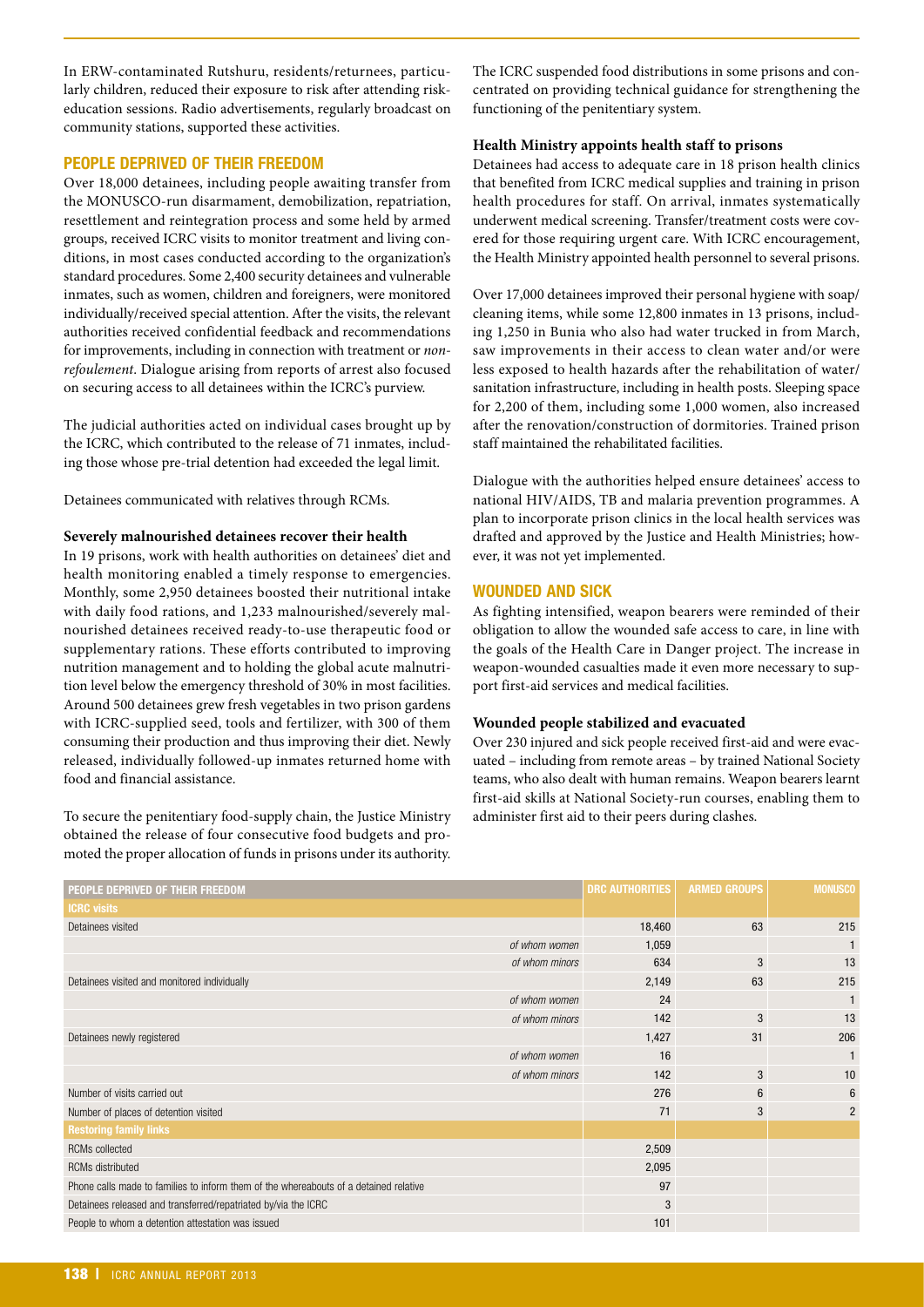In ERW-contaminated Rutshuru, residents/returnees, particularly children, reduced their exposure to risk after attending risk-education sessions. Radio advertisements, regularly broadcast on community stations, supported these activities.

## PEOPLE DEPRIVED OF THEIR FREEDOM

Over 18,000 detainees, including people awaiting transfer from the MONUSCO-run disarmament, demobilization, repatriation, resettlement and reintegration process and some held by armed groups, received ICRC visits to monitor treatment and living conditions, in most cases conducted according to the organization's standard procedures. Some 2,400 security detainees and vulnerable inmates, such as women, children and foreigners, were monitored individually/received special attention. After the visits, the relevant authorities received confidential feedback and recommendations for improvements, including in connection with treatment or *non-refoulement*. Dialogue arising from reports of arrest also focused on securing access to all detainees within the ICRC's purview.

The judicial authorities acted on individual cases brought up by the ICRC, which contributed to the release of 71 inmates, including those whose pre-trial detention had exceeded the legal limit.

Detainees communicated with relatives through RCMs.

### Severely malnourished detainees recover their health

In 19 prisons, work with health authorities on detainees' diet and health monitoring enabled a timely response to emergencies. Monthly, some 2,950 detainees boosted their nutritional intake with daily food rations, and 1,233 malnourished/severely malnourished detainees received ready-to-use therapeutic food or supplementary rations. These efforts contributed to improving nutrition management and to holding the global acute malnutrition level below the emergency threshold of 30% in most facilities. Around 500 detainees grew fresh vegetables in two prison gardens with ICRC-supplied seed, tools and fertilizer, with 300 of them consuming their production and thus improving their diet. Newly released, individually followed-up inmates returned home with food and financial assistance.

To secure the penitentiary food-supply chain, the Justice Ministry obtained the release of four consecutive food budgets and promoted the proper allocation of funds in prisons under its authority.

The ICRC suspended food distributions in some prisons and concentrated on providing technical guidance for strengthening the functioning of the penitentiary system.

### Health Ministry appoints health staff to prisons

Detainees had access to adequate care in 18 prison health clinics that benefited from ICRC medical supplies and training in prison health procedures for staff. On arrival, inmates systematically underwent medical screening. Transfer/treatment costs were covered for those requiring urgent care. With ICRC encouragement, the Health Ministry appointed health personnel to several prisons.

Over 17,000 detainees improved their personal hygiene with soap/cleaning items, while some 12,800 inmates in 13 prisons, including 1,250 in Bunia who also had water trucked in from March, saw improvements in their access to clean water and/or were less exposed to health hazards after the rehabilitation of water/sanitation infrastructure, including in health posts. Sleeping space for 2,200 of them, including some 1,000 women, also increased after the renovation/construction of dormitories. Trained prison staff maintained the rehabilitated facilities.

Dialogue with the authorities helped ensure detainees' access to national HIV/AIDS, TB and malaria prevention programmes. A plan to incorporate prison clinics in the local health services was drafted and approved by the Justice and Health Ministries; however, it was not yet implemented.

## WOUNDED AND SICK

As fighting intensified, weapon bearers were reminded of their obligation to allow the wounded safe access to care, in line with the goals of the Health Care in Danger project. The increase in weapon-wounded casualties made it even more necessary to support first-aid services and medical facilities.

### Wounded people stabilized and evacuated

Over 230 injured and sick people received first-aid and were evacuated – including from remote areas – by trained National Society teams, who also dealt with human remains. Weapon bearers learnt first-aid skills at National Society-run courses, enabling them to administer first aid to their peers during clashes.

| PEOPLE DEPRIVED OF THEIR FREEDOM | | DRC AUTHORITIES | ARMED GROUPS | MONUSCO |
|---|---|---|---|---|
| **ICRC visits** | | | | |
| Detainees visited | | 18,460 | 63 | 215 |
| | *of whom women* | 1,059 | | 1 |
| | *of whom minors* | 634 | 3 | 13 |
| Detainees visited and monitored individually | | 2,149 | 63 | 215 |
| | *of whom women* | 24 | | 1 |
| | *of whom minors* | 142 | 3 | 13 |
| Detainees newly registered | | 1,427 | 31 | 206 |
| | *of whom women* | 16 | | 1 |
| | *of whom minors* | 142 | 3 | 10 |
| Number of visits carried out | | 276 | 6 | 6 |
| Number of places of detention visited | | 71 | 3 | 2 |
| **Restoring family links** | | | | |
| RCMs collected | | 2,509 | | |
| RCMs distributed | | 2,095 | | |
| Phone calls made to families to inform them of the whereabouts of a detained relative | | 97 | | |
| Detainees released and transferred/repatriated by/via the ICRC | | 3 | | |
| People to whom a detention attestation was issued | | 101 | | |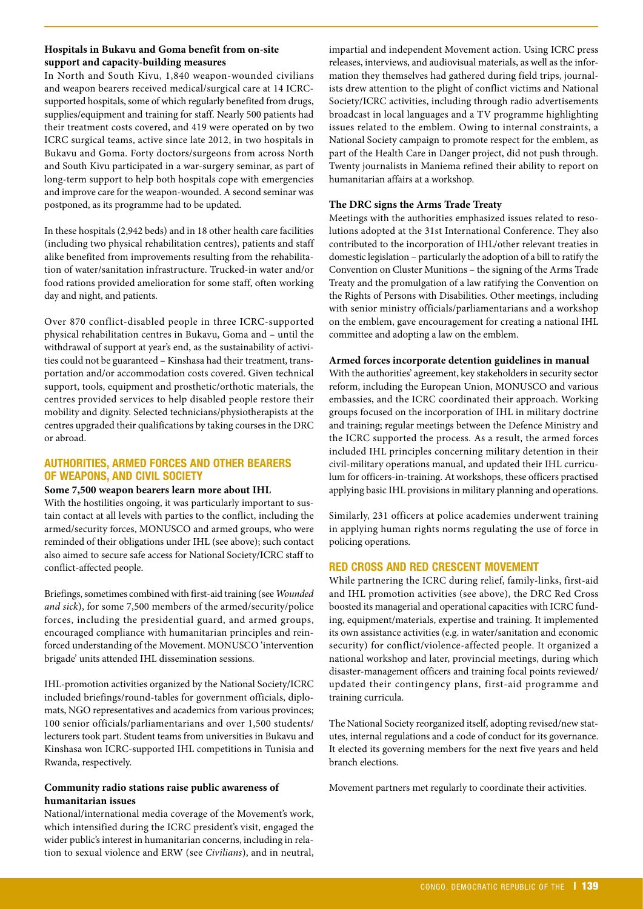**Hospitals in Bukavu and Goma benefit from on-site support and capacity-building measures**

In North and South Kivu, 1,840 weapon-wounded civilians and weapon bearers received medical/surgical care at 14 ICRC-supported hospitals, some of which regularly benefited from drugs, supplies/equipment and training for staff. Nearly 500 patients had their treatment costs covered, and 419 were operated on by two ICRC surgical teams, active since late 2012, in two hospitals in Bukavu and Goma. Forty doctors/surgeons from across North and South Kivu participated in a war-surgery seminar, as part of long-term support to help both hospitals cope with emergencies and improve care for the weapon-wounded. A second seminar was postponed, as its programme had to be updated.

In these hospitals (2,942 beds) and in 18 other health care facilities (including two physical rehabilitation centres), patients and staff alike benefited from improvements resulting from the rehabilitation of water/sanitation infrastructure. Trucked-in water and/or food rations provided amelioration for some staff, often working day and night, and patients.

Over 870 conflict-disabled people in three ICRC-supported physical rehabilitation centres in Bukavu, Goma and – until the withdrawal of support at year's end, as the sustainability of activities could not be guaranteed – Kinshasa had their treatment, transportation and/or accommodation costs covered. Given technical support, tools, equipment and prosthetic/orthotic materials, the centres provided services to help disabled people restore their mobility and dignity. Selected technicians/physiotherapists at the centres upgraded their qualifications by taking courses in the DRC or abroad.

## AUTHORITIES, ARMED FORCES AND OTHER BEARERS OF WEAPONS, AND CIVIL SOCIETY

**Some 7,500 weapon bearers learn more about IHL**

With the hostilities ongoing, it was particularly important to sustain contact at all levels with parties to the conflict, including the armed/security forces, MONUSCO and armed groups, who were reminded of their obligations under IHL (see above); such contact also aimed to secure safe access for National Society/ICRC staff to conflict-affected people.

Briefings, sometimes combined with first-aid training (see *Wounded and sick*), for some 7,500 members of the armed/security/police forces, including the presidential guard, and armed groups, encouraged compliance with humanitarian principles and reinforced understanding of the Movement. MONUSCO 'intervention brigade' units attended IHL dissemination sessions.

IHL-promotion activities organized by the National Society/ICRC included briefings/round-tables for government officials, diplomats, NGO representatives and academics from various provinces; 100 senior officials/parliamentarians and over 1,500 students/lecturers took part. Student teams from universities in Bukavu and Kinshasa won ICRC-supported IHL competitions in Tunisia and Rwanda, respectively.

**Community radio stations raise public awareness of humanitarian issues**

National/international media coverage of the Movement's work, which intensified during the ICRC president's visit, engaged the wider public's interest in humanitarian concerns, including in relation to sexual violence and ERW (see *Civilians*), and in neutral, impartial and independent Movement action. Using ICRC press releases, interviews, and audiovisual materials, as well as the information they themselves had gathered during field trips, journalists drew attention to the plight of conflict victims and National Society/ICRC activities, including through radio advertisements broadcast in local languages and a TV programme highlighting issues related to the emblem. Owing to internal constraints, a National Society campaign to promote respect for the emblem, as part of the Health Care in Danger project, did not push through. Twenty journalists in Maniema refined their ability to report on humanitarian affairs at a workshop.

**The DRC signs the Arms Trade Treaty**

Meetings with the authorities emphasized issues related to resolutions adopted at the 31st International Conference. They also contributed to the incorporation of IHL/other relevant treaties in domestic legislation – particularly the adoption of a bill to ratify the Convention on Cluster Munitions – the signing of the Arms Trade Treaty and the promulgation of a law ratifying the Convention on the Rights of Persons with Disabilities. Other meetings, including with senior ministry officials/parliamentarians and a workshop on the emblem, gave encouragement for creating a national IHL committee and adopting a law on the emblem.

**Armed forces incorporate detention guidelines in manual**

With the authorities' agreement, key stakeholders in security sector reform, including the European Union, MONUSCO and various embassies, and the ICRC coordinated their approach. Working groups focused on the incorporation of IHL in military doctrine and training; regular meetings between the Defence Ministry and the ICRC supported the process. As a result, the armed forces included IHL principles concerning military detention in their civil-military operations manual, and updated their IHL curriculum for officers-in-training. At workshops, these officers practised applying basic IHL provisions in military planning and operations.

Similarly, 231 officers at police academies underwent training in applying human rights norms regulating the use of force in policing operations.

## RED CROSS AND RED CRESCENT MOVEMENT

While partnering the ICRC during relief, family-links, first-aid and IHL promotion activities (see above), the DRC Red Cross boosted its managerial and operational capacities with ICRC funding, equipment/materials, expertise and training. It implemented its own assistance activities (e.g. in water/sanitation and economic security) for conflict/violence-affected people. It organized a national workshop and later, provincial meetings, during which disaster-management officers and training focal points reviewed/updated their contingency plans, first-aid programme and training curricula.

The National Society reorganized itself, adopting revised/new statutes, internal regulations and a code of conduct for its governance. It elected its governing members for the next five years and held branch elections.

Movement partners met regularly to coordinate their activities.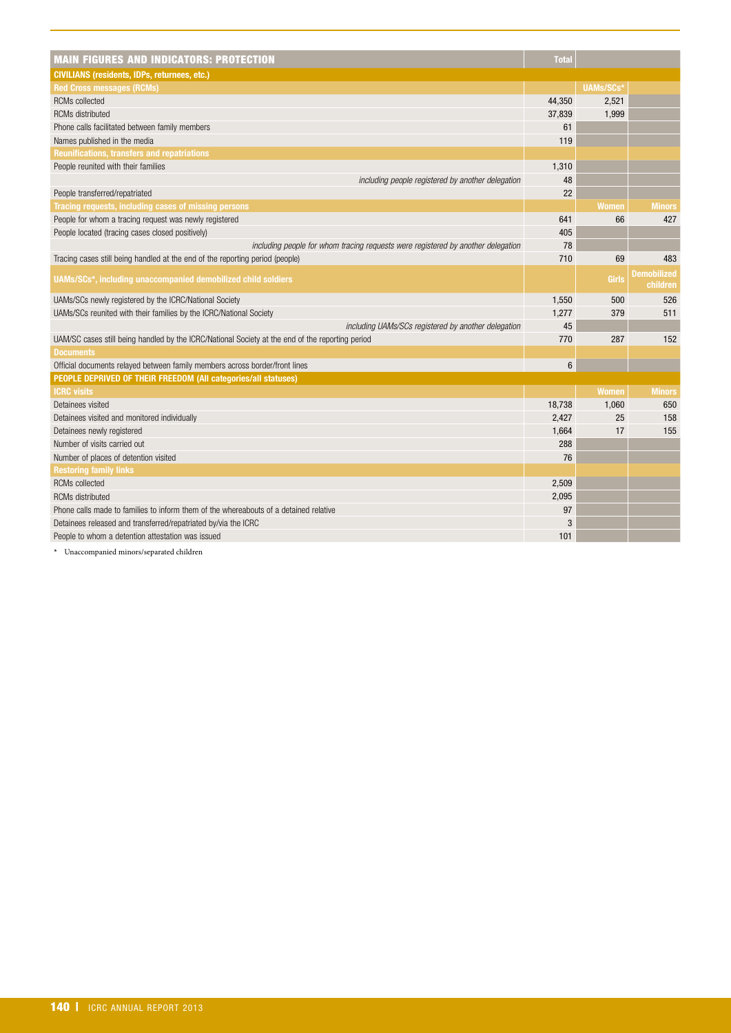| MAIN FIGURES AND INDICATORS: PROTECTION | Total | | |
|---|---|---|---|
| **CIVILIANS (residents, IDPs, returnees, etc.)** | | | |
| **Red Cross messages (RCMs)** | | UAMs/SCs* | |
| RCMs collected | 44,350 | 2,521 | |
| RCMs distributed | 37,839 | 1,999 | |
| Phone calls facilitated between family members | 61 | | |
| Names published in the media | 119 | | |
| **Reunifications, transfers and repatriations** | | | |
| People reunited with their families | 1,310 | | |
| *including people registered by another delegation* | 48 | | |
| People transferred/repatriated | 22 | | |
| **Tracing requests, including cases of missing persons** | | Women | Minors |
| People for whom a tracing request was newly registered | 641 | 66 | 427 |
| People located (tracing cases closed positively) | 405 | | |
| *including people for whom tracing requests were registered by another delegation* | 78 | | |
| Tracing cases still being handled at the end of the reporting period (people) | 710 | 69 | 483 |
| **UAMs/SCs*, including unaccompanied demobilized child soldiers** | | Girls | Demobilized children |
| UAMs/SCs newly registered by the ICRC/National Society | 1,550 | 500 | 526 |
| UAMs/SCs reunited with their families by the ICRC/National Society | 1,277 | 379 | 511 |
| *including UAMs/SCs registered by another delegation* | 45 | | |
| UAM/SC cases still being handled by the ICRC/National Society at the end of the reporting period | 770 | 287 | 152 |
| **Documents** | | | |
| Official documents relayed between family members across border/front lines | 6 | | |
| **PEOPLE DEPRIVED OF THEIR FREEDOM (All categories/all statuses)** | | | |
| **ICRC visits** | | Women | Minors |
| Detainees visited | 18,738 | 1,060 | 650 |
| Detainees visited and monitored individually | 2,427 | 25 | 158 |
| Detainees newly registered | 1,664 | 17 | 155 |
| Number of visits carried out | 288 | | |
| Number of places of detention visited | 76 | | |
| **Restoring family links** | | | |
| RCMs collected | 2,509 | | |
| RCMs distributed | 2,095 | | |
| Phone calls made to families to inform them of the whereabouts of a detained relative | 97 | | |
| Detainees released and transferred/repatriated by/via the ICRC | 3 | | |
| People to whom a detention attestation was issued | 101 | | |

\* Unaccompanied minors/separated children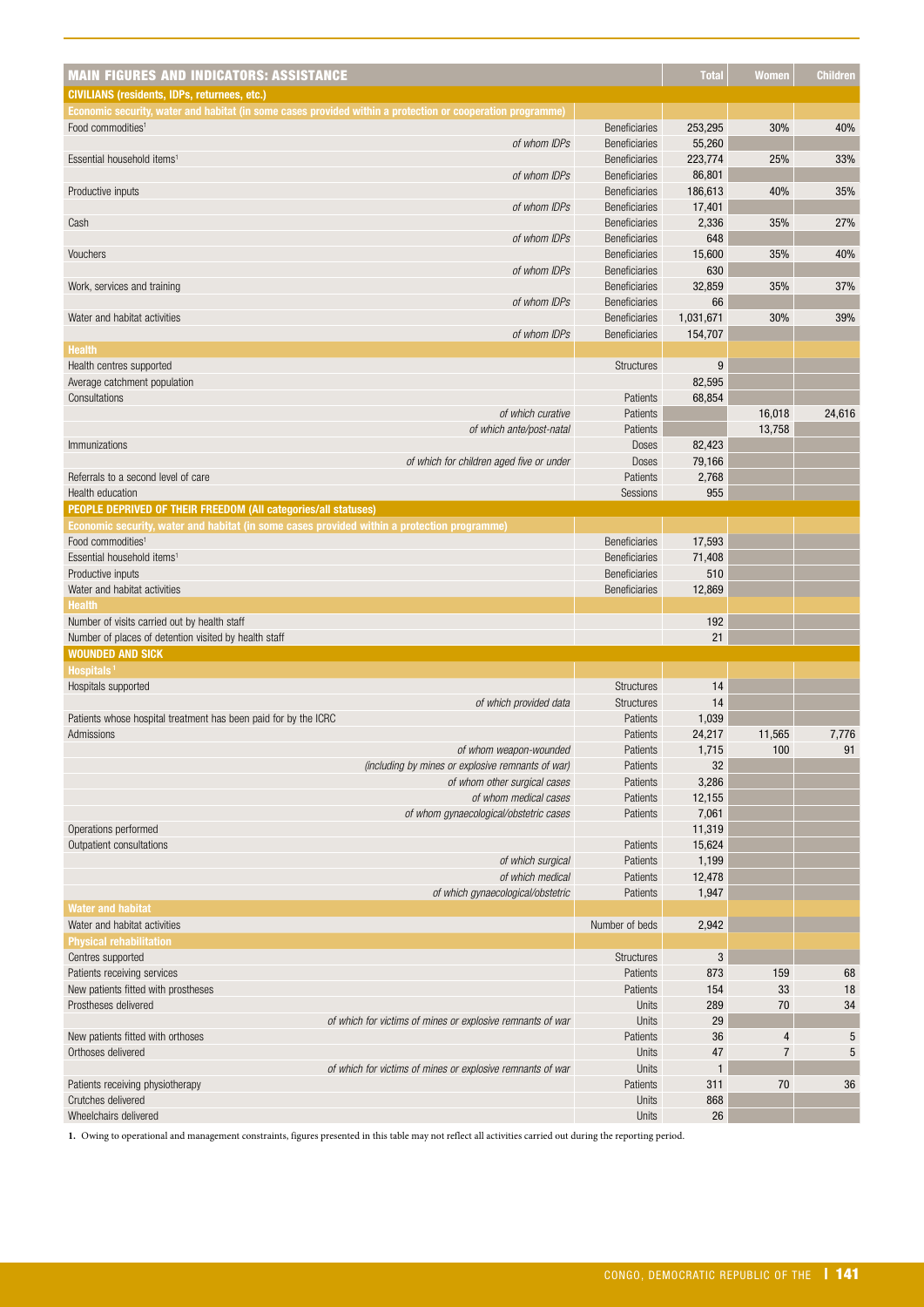| MAIN FIGURES AND INDICATORS: ASSISTANCE | | Total | Women | Children |
|---|---|---|---|---|
| **CIVILIANS (residents, IDPs, returnees, etc.)** | | | | |
| **Economic security, water and habitat (in some cases provided within a protection or cooperation programme)** | | | | |
| Food commodities[1] | Beneficiaries | 253,295 | 30% | 40% |
| *of whom IDPs* | Beneficiaries | 55,260 | | |
| Essential household items[1] | Beneficiaries | 223,774 | 25% | 33% |
| *of whom IDPs* | Beneficiaries | 86,801 | | |
| Productive inputs | Beneficiaries | 186,613 | 40% | 35% |
| *of whom IDPs* | Beneficiaries | 17,401 | | |
| Cash | Beneficiaries | 2,336 | 35% | 27% |
| *of whom IDPs* | Beneficiaries | 648 | | |
| Vouchers | Beneficiaries | 15,600 | 35% | 40% |
| *of whom IDPs* | Beneficiaries | 630 | | |
| Work, services and training | Beneficiaries | 32,859 | 35% | 37% |
| *of whom IDPs* | Beneficiaries | 66 | | |
| Water and habitat activities | Beneficiaries | 1,031,671 | 30% | 39% |
| *of whom IDPs* | Beneficiaries | 154,707 | | |
| **Health** | | | | |
| Health centres supported | Structures | 9 | | |
| Average catchment population | | 82,595 | | |
| Consultations | Patients | 68,854 | | |
| *of which curative* | Patients | | 16,018 | 24,616 |
| *of which ante/post-natal* | Patients | | 13,758 | |
| Immunizations | Doses | 82,423 | | |
| *of which for children aged five or under* | Doses | 79,166 | | |
| Referrals to a second level of care | Patients | 2,768 | | |
| Health education | Sessions | 955 | | |
| **PEOPLE DEPRIVED OF THEIR FREEDOM (All categories/all statuses)** | | | | |
| **Economic security, water and habitat (in some cases provided within a protection programme)** | | | | |
| Food commodities[1] | Beneficiaries | 17,593 | | |
| Essential household items[1] | Beneficiaries | 71,408 | | |
| Productive inputs | Beneficiaries | 510 | | |
| Water and habitat activities | Beneficiaries | 12,869 | | |
| **Health** | | | | |
| Number of visits carried out by health staff | | 192 | | |
| Number of places of detention visited by health staff | | 21 | | |
| **WOUNDED AND SICK** | | | | |
| **Hospitals[1]** | | | | |
| Hospitals supported | Structures | 14 | | |
| *of which provided data* | Structures | 14 | | |
| Patients whose hospital treatment has been paid for by the ICRC | Patients | 1,039 | | |
| Admissions | Patients | 24,217 | 11,565 | 7,776 |
| *of whom weapon-wounded* | Patients | 1,715 | 100 | 91 |
| *(including by mines or explosive remnants of war)* | Patients | 32 | | |
| *of whom other surgical cases* | Patients | 3,286 | | |
| *of whom medical cases* | Patients | 12,155 | | |
| *of whom gynaecological/obstetric cases* | Patients | 7,061 | | |
| Operations performed | | 11,319 | | |
| Outpatient consultations | Patients | 15,624 | | |
| *of which surgical* | Patients | 1,199 | | |
| *of which medical* | Patients | 12,478 | | |
| *of which gynaecological/obstetric* | Patients | 1,947 | | |
| **Water and habitat** | | | | |
| Water and habitat activities | Number of beds | 2,942 | | |
| **Physical rehabilitation** | | | | |
| Centres supported | Structures | 3 | | |
| Patients receiving services | Patients | 873 | 159 | 68 |
| New patients fitted with prostheses | Patients | 154 | 33 | 18 |
| Prostheses delivered | Units | 289 | 70 | 34 |
| *of which for victims of mines or explosive remnants of war* | Units | 29 | | |
| New patients fitted with orthoses | Patients | 36 | 4 | 5 |
| Orthoses delivered | Units | 47 | 7 | 5 |
| *of which for victims of mines or explosive remnants of war* | Units | 1 | | |
| Patients receiving physiotherapy | Patients | 311 | 70 | 36 |
| Crutches delivered | Units | 868 | | |
| Wheelchairs delivered | Units | 26 | | |

1. Owing to operational and management constraints, figures presented in this table may not reflect all activities carried out during the reporting period.